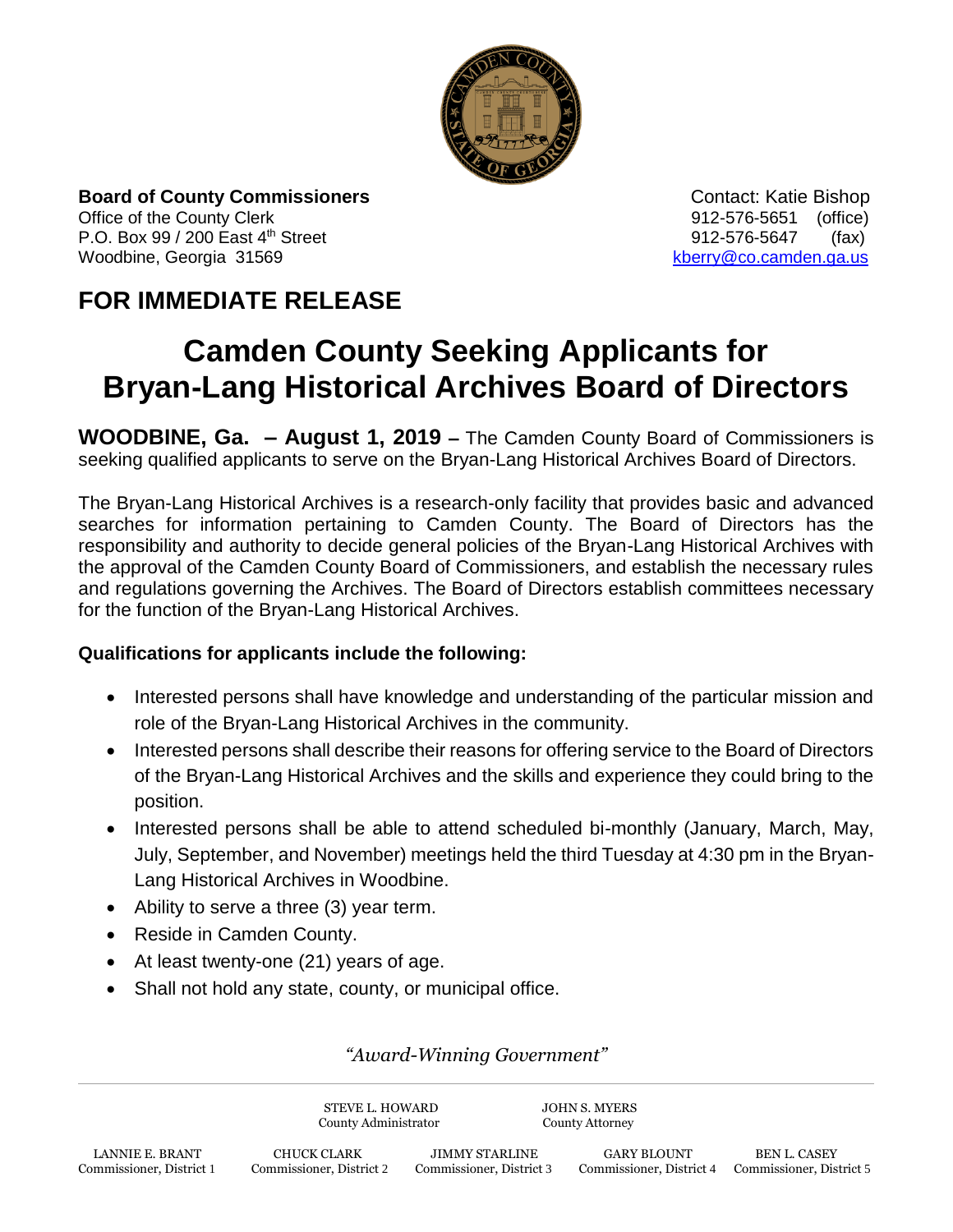**Board of County Commissioners**
Office of the County Clerk
P.O. Box 99 / 200 East 4th Street
Woodbine, Georgia 31569

Contact: Katie Bishop
912-576-5651 (office)
912-576-5647 (fax)
kberry@co.camden.ga.us

## FOR IMMEDIATE RELEASE

# Camden County Seeking Applicants for Bryan-Lang Historical Archives Board of Directors

**WOODBINE, Ga. – August 1, 2019 –** The Camden County Board of Commissioners is seeking qualified applicants to serve on the Bryan-Lang Historical Archives Board of Directors.

The Bryan-Lang Historical Archives is a research-only facility that provides basic and advanced searches for information pertaining to Camden County. The Board of Directors has the responsibility and authority to decide general policies of the Bryan-Lang Historical Archives with the approval of the Camden County Board of Commissioners, and establish the necessary rules and regulations governing the Archives. The Board of Directors establish committees necessary for the function of the Bryan-Lang Historical Archives.

**Qualifications for applicants include the following:**

- Interested persons shall have knowledge and understanding of the particular mission and role of the Bryan-Lang Historical Archives in the community.
- Interested persons shall describe their reasons for offering service to the Board of Directors of the Bryan-Lang Historical Archives and the skills and experience they could bring to the position.
- Interested persons shall be able to attend scheduled bi-monthly (January, March, May, July, September, and November) meetings held the third Tuesday at 4:30 pm in the Bryan-Lang Historical Archives in Woodbine.
- Ability to serve a three (3) year term.
- Reside in Camden County.
- At least twenty-one (21) years of age.
- Shall not hold any state, county, or municipal office.

*"Award-Winning Government"*

STEVE L. HOWARD, County Administrator
JOHN S. MYERS, County Attorney

LANNIE E. BRANT, Commissioner, District 1
CHUCK CLARK, Commissioner, District 2
JIMMY STARLINE, Commissioner, District 3
GARY BLOUNT, Commissioner, District 4
BEN L. CASEY, Commissioner, District 5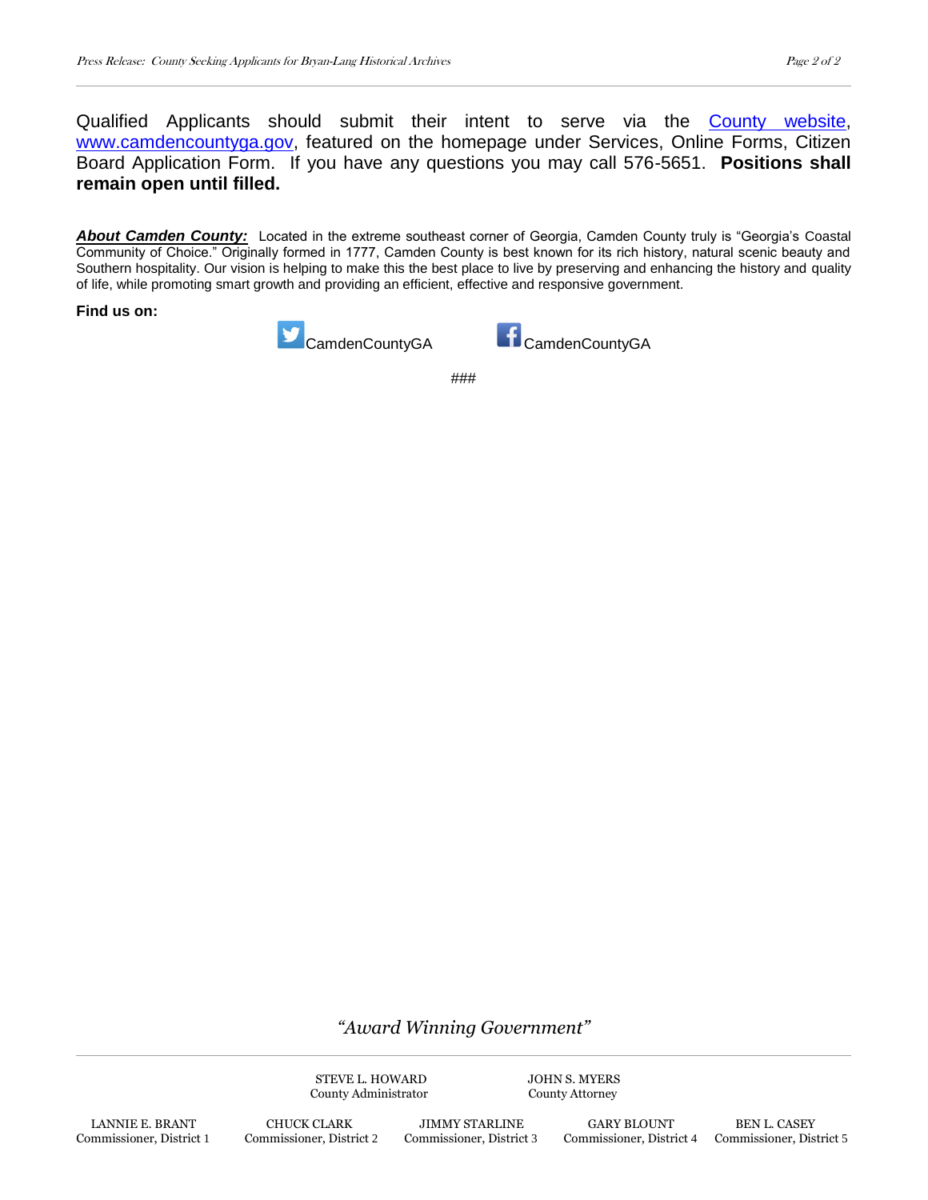Qualified Applicants should submit their intent to serve via the County website, www.camdencountyga.gov, featured on the homepage under Services, Online Forms, Citizen Board Application Form. If you have any questions you may call 576-5651. **Positions shall remain open until filled.**

***About Camden County:*** Located in the extreme southeast corner of Georgia, Camden County truly is "Georgia's Coastal Community of Choice." Originally formed in 1777, Camden County is best known for its rich history, natural scenic beauty and Southern hospitality. Our vision is helping to make this the best place to live by preserving and enhancing the history and quality of life, while promoting smart growth and providing an efficient, effective and responsive government.

**Find us on:**

CamdenCountyGA CamdenCountyGA

###

*"Award Winning Government"*

STEVE L. HOWARD
County Administrator

JOHN S. MYERS
County Attorney

LANNIE E. BRANT
Commissioner, District 1

CHUCK CLARK
Commissioner, District 2

JIMMY STARLINE
Commissioner, District 3

GARY BLOUNT
Commissioner, District 4

BEN L. CASEY
Commissioner, District 5